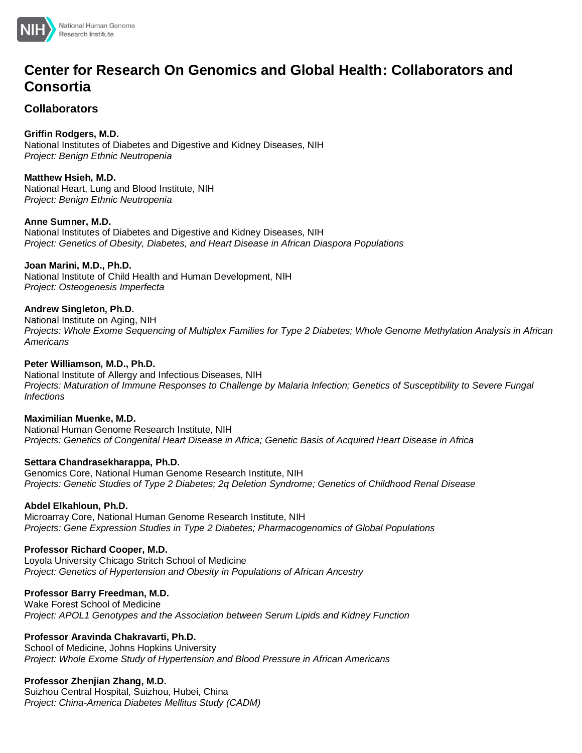# Center for Research On Genomics and Global Health: Collaborators and Consortia

## Collaborators

**Griffin Rodgers, M.D.**
National Institutes of Diabetes and Digestive and Kidney Diseases, NIH
*Project: Benign Ethnic Neutropenia*

**Matthew Hsieh, M.D.**
National Heart, Lung and Blood Institute, NIH
*Project: Benign Ethnic Neutropenia*

**Anne Sumner, M.D.**
National Institutes of Diabetes and Digestive and Kidney Diseases, NIH
*Project: Genetics of Obesity, Diabetes, and Heart Disease in African Diaspora Populations*

**Joan Marini, M.D., Ph.D.**
National Institute of Child Health and Human Development, NIH
*Project: Osteogenesis Imperfecta*

**Andrew Singleton, Ph.D.**
National Institute on Aging, NIH
*Projects: Whole Exome Sequencing of Multiplex Families for Type 2 Diabetes; Whole Genome Methylation Analysis in African Americans*

**Peter Williamson, M.D., Ph.D.**
National Institute of Allergy and Infectious Diseases, NIH
*Projects: Maturation of Immune Responses to Challenge by Malaria Infection; Genetics of Susceptibility to Severe Fungal Infections*

**Maximilian Muenke, M.D.**
National Human Genome Research Institute, NIH
*Projects: Genetics of Congenital Heart Disease in Africa; Genetic Basis of Acquired Heart Disease in Africa*

**Settara Chandrasekharappa, Ph.D.**
Genomics Core, National Human Genome Research Institute, NIH
*Projects: Genetic Studies of Type 2 Diabetes; 2q Deletion Syndrome; Genetics of Childhood Renal Disease*

**Abdel Elkahloun, Ph.D.**
Microarray Core, National Human Genome Research Institute, NIH
*Projects: Gene Expression Studies in Type 2 Diabetes; Pharmacogenomics of Global Populations*

**Professor Richard Cooper, M.D.**
Loyola University Chicago Stritch School of Medicine
*Project: Genetics of Hypertension and Obesity in Populations of African Ancestry*

**Professor Barry Freedman, M.D.**
Wake Forest School of Medicine
*Project: APOL1 Genotypes and the Association between Serum Lipids and Kidney Function*

**Professor Aravinda Chakravarti, Ph.D.**
School of Medicine, Johns Hopkins University
*Project: Whole Exome Study of Hypertension and Blood Pressure in African Americans*

**Professor Zhenjian Zhang, M.D.**
Suizhou Central Hospital, Suizhou, Hubei, China
*Project: China-America Diabetes Mellitus Study (CADM)*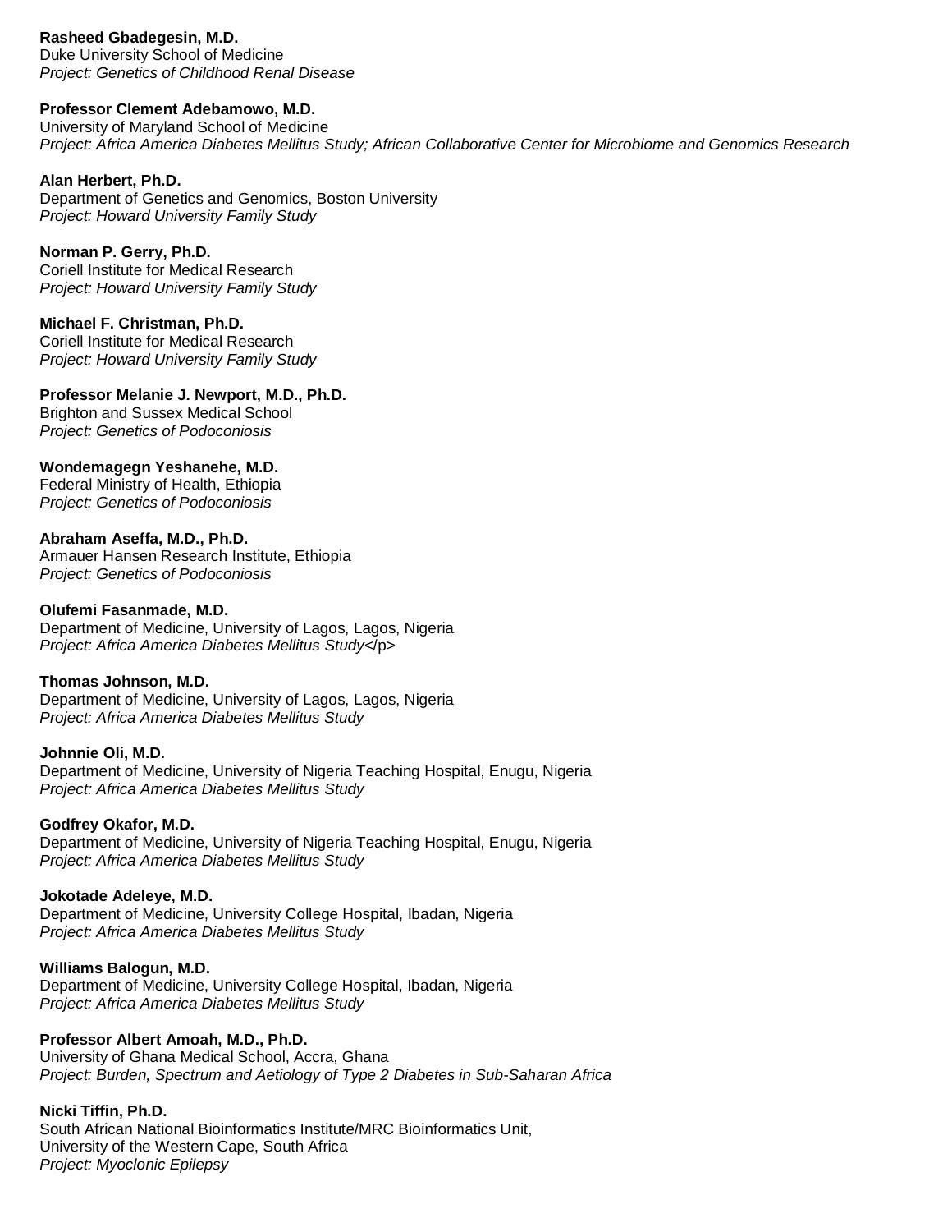**Rasheed Gbadegesin, M.D.**
Duke University School of Medicine
*Project: Genetics of Childhood Renal Disease*

**Professor Clement Adebamowo, M.D.**
University of Maryland School of Medicine
*Project: Africa America Diabetes Mellitus Study; African Collaborative Center for Microbiome and Genomics Research*

**Alan Herbert, Ph.D.**
Department of Genetics and Genomics, Boston University
*Project: Howard University Family Study*

**Norman P. Gerry, Ph.D.**
Coriell Institute for Medical Research
*Project: Howard University Family Study*

**Michael F. Christman, Ph.D.**
Coriell Institute for Medical Research
*Project: Howard University Family Study*

**Professor Melanie J. Newport, M.D., Ph.D.**
Brighton and Sussex Medical School
*Project: Genetics of Podoconiosis*

**Wondemagegn Yeshanehe, M.D.**
Federal Ministry of Health, Ethiopia
*Project: Genetics of Podoconiosis*

**Abraham Aseffa, M.D., Ph.D.**
Armauer Hansen Research Institute, Ethiopia
*Project: Genetics of Podoconiosis*

**Olufemi Fasanmade, M.D.**
Department of Medicine, University of Lagos, Lagos, Nigeria
*Project: Africa America Diabetes Mellitus Study*</p>

**Thomas Johnson, M.D.**
Department of Medicine, University of Lagos, Lagos, Nigeria
*Project: Africa America Diabetes Mellitus Study*

**Johnnie Oli, M.D.**
Department of Medicine, University of Nigeria Teaching Hospital, Enugu, Nigeria
*Project: Africa America Diabetes Mellitus Study*

**Godfrey Okafor, M.D.**
Department of Medicine, University of Nigeria Teaching Hospital, Enugu, Nigeria
*Project: Africa America Diabetes Mellitus Study*

**Jokotade Adeleye, M.D.**
Department of Medicine, University College Hospital, Ibadan, Nigeria
*Project: Africa America Diabetes Mellitus Study*

**Williams Balogun, M.D.**
Department of Medicine, University College Hospital, Ibadan, Nigeria
*Project: Africa America Diabetes Mellitus Study*

**Professor Albert Amoah, M.D., Ph.D.**
University of Ghana Medical School, Accra, Ghana
*Project: Burden, Spectrum and Aetiology of Type 2 Diabetes in Sub-Saharan Africa*

**Nicki Tiffin, Ph.D.**
South African National Bioinformatics Institute/MRC Bioinformatics Unit,
University of the Western Cape, South Africa
*Project: Myoclonic Epilepsy*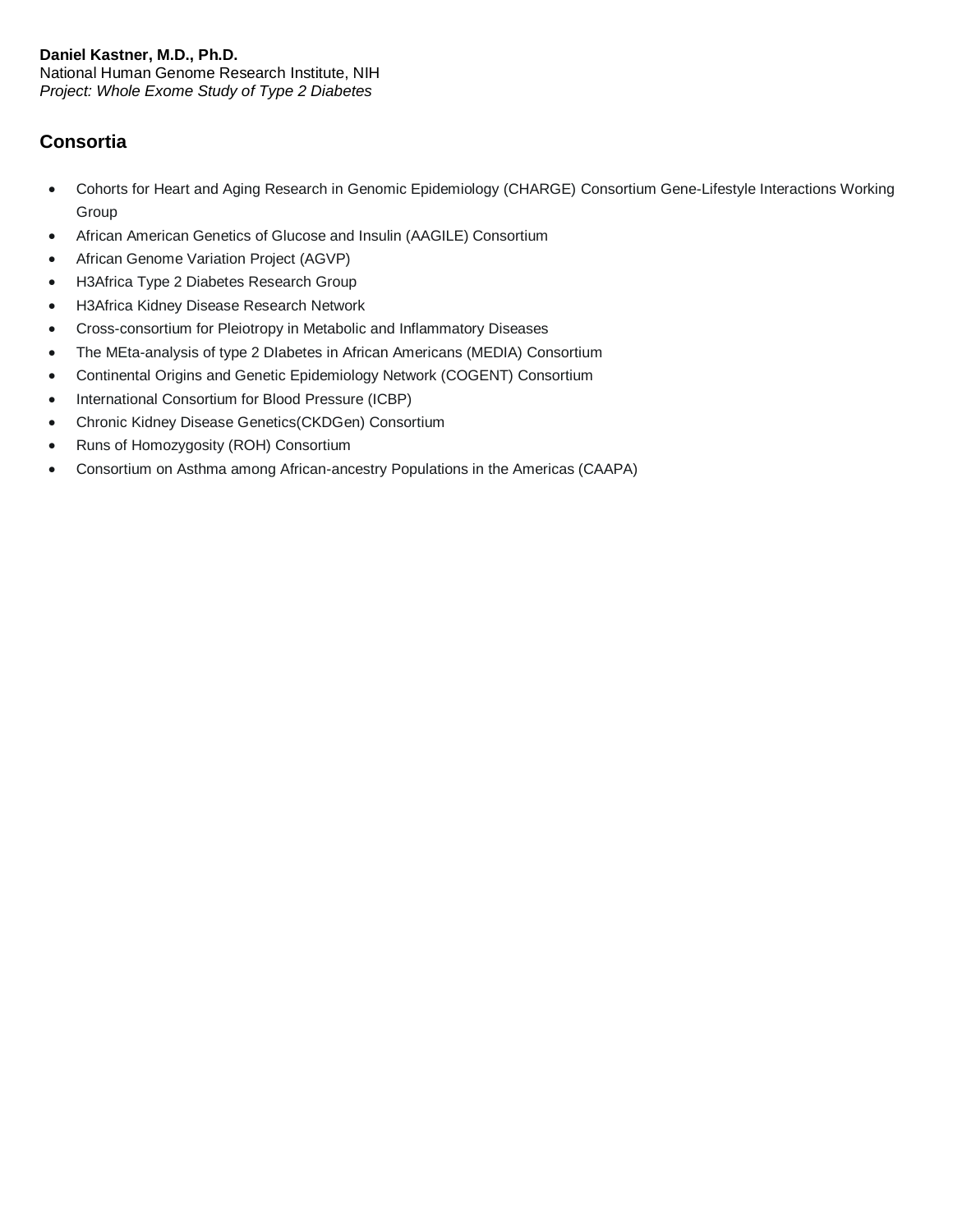**Daniel Kastner, M.D., Ph.D.**
National Human Genome Research Institute, NIH
*Project: Whole Exome Study of Type 2 Diabetes*

## Consortia

- Cohorts for Heart and Aging Research in Genomic Epidemiology (CHARGE) Consortium Gene-Lifestyle Interactions Working Group
- African American Genetics of Glucose and Insulin (AAGILE) Consortium
- African Genome Variation Project (AGVP)
- H3Africa Type 2 Diabetes Research Group
- H3Africa Kidney Disease Research Network
- Cross-consortium for Pleiotropy in Metabolic and Inflammatory Diseases
- The MEta-analysis of type 2 DIabetes in African Americans (MEDIA) Consortium
- Continental Origins and Genetic Epidemiology Network (COGENT) Consortium
- International Consortium for Blood Pressure (ICBP)
- Chronic Kidney Disease Genetics(CKDGen) Consortium
- Runs of Homozygosity (ROH) Consortium
- Consortium on Asthma among African-ancestry Populations in the Americas (CAAPA)